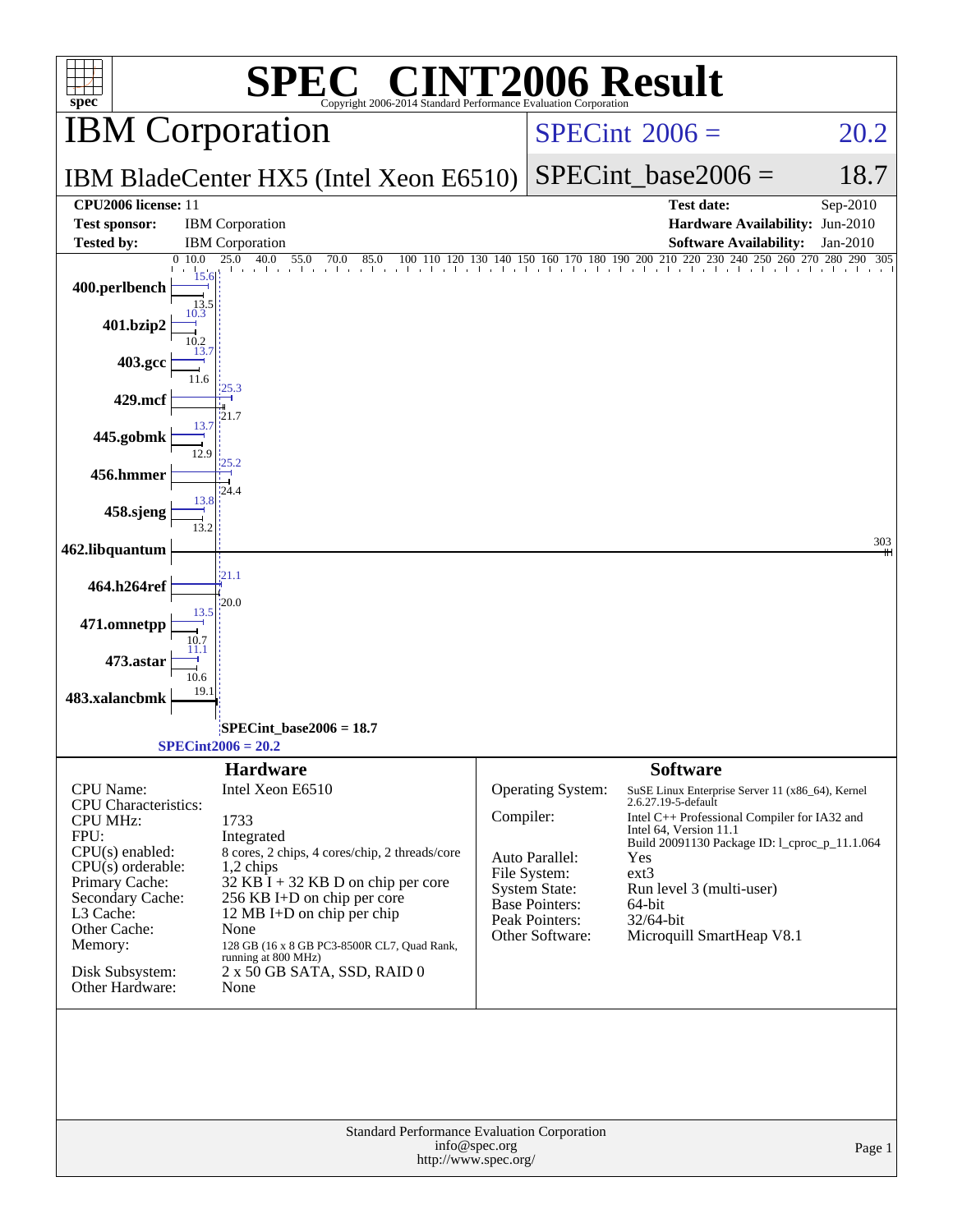# SPEC® CINT2006 Result

Copyright 2006-2014 Standard Performance Evaluation Corporation

## IBM Corporation

**IBM BladeCenter HX5 (Intel Xeon E6510)**

SPECint 2006 = 20.2

SPECint_base2006 = 18.7

| | | | |
|---|---|---|---|
| **CPU2006 license:** | 11 | **Test date:** | Sep-2010 |
| **Test sponsor:** | IBM Corporation | **Hardware Availability:** | Jun-2010 |
| **Tested by:** | IBM Corporation | **Software Availability:** | Jan-2010 |

| Benchmark | Peak | Base |
|---|---|---|
| 400.perlbench | 15.6 | 13.5 |
| 401.bzip2 | 10.3 | 10.2 |
| 403.gcc | 13.7 | 11.6 |
| 429.mcf | 25.3 | 21.7 |
| 445.gobmk | 13.7 | 12.9 |
| 456.hmmer | 25.2 | 24.4 |
| 458.sjeng | 13.8 | 13.2 |
| 462.libquantum | 303 | 303 |
| 464.h264ref | 21.1 | 20.0 |
| 471.omnetpp | 13.5 | 10.7 |
| 473.astar | 11.1 | 10.6 |
| 483.xalancbmk | 19.1 | 19.1 |

SPECint_base2006 = 18.7

SPECint2006 = 20.2

### Hardware

| | |
|---|---|
| CPU Name: | Intel Xeon E6510 |
| CPU Characteristics: | |
| CPU MHz: | 1733 |
| FPU: | Integrated |
| CPU(s) enabled: | 8 cores, 2 chips, 4 cores/chip, 2 threads/core |
| CPU(s) orderable: | 1,2 chips |
| Primary Cache: | 32 KB I + 32 KB D on chip per core |
| Secondary Cache: | 256 KB I+D on chip per core |
| L3 Cache: | 12 MB I+D on chip per chip |
| Other Cache: | None |
| Memory: | 128 GB (16 x 8 GB PC3-8500R CL7, Quad Rank, running at 800 MHz) |
| Disk Subsystem: | 2 x 50 GB SATA, SSD, RAID 0 |
| Other Hardware: | None |

### Software

| | |
|---|---|
| Operating System: | SuSE Linux Enterprise Server 11 (x86_64), Kernel 2.6.27.19-5-default |
| Compiler: | Intel C++ Professional Compiler for IA32 and Intel 64, Version 11.1 Build 20091130 Package ID: l_cproc_p_11.1.064 |
| Auto Parallel: | Yes |
| File System: | ext3 |
| System State: | Run level 3 (multi-user) |
| Base Pointers: | 64-bit |
| Peak Pointers: | 32/64-bit |
| Other Software: | Microquill SmartHeap V8.1 |

Standard Performance Evaluation Corporation
info@spec.org
http://www.spec.org/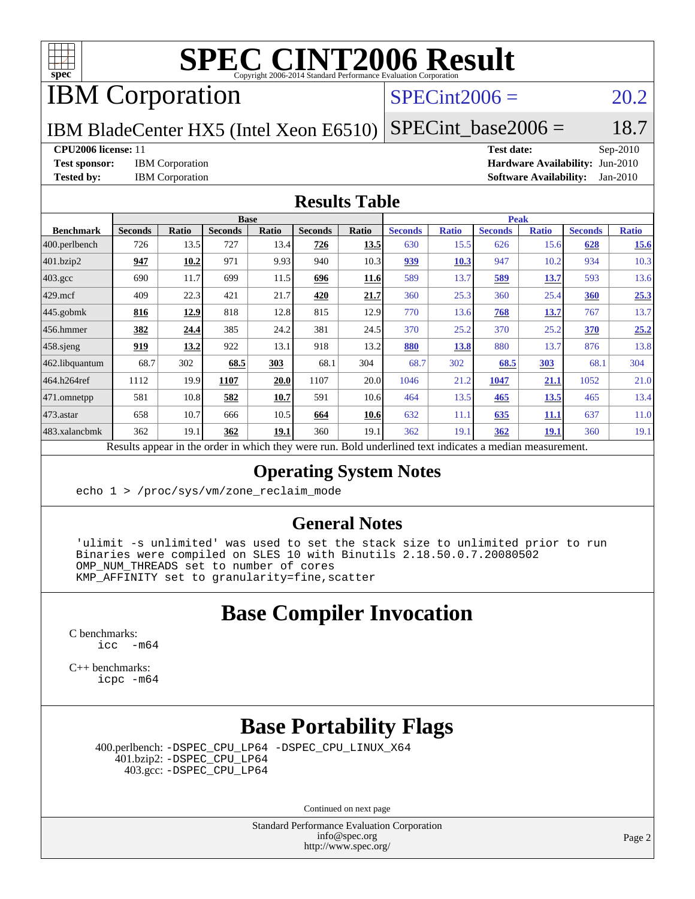# SPEC CINT2006 Result

Copyright 2006-2014 Standard Performance Evaluation Corporation

## IBM Corporation

IBM BladeCenter HX5 (Intel Xeon E6510)

SPECint2006 = 20.2

SPECint_base2006 = 18.7

| | | | |
|---|---|---|---|
| **CPU2006 license:** 11 | | **Test date:** | Sep-2010 |
| **Test sponsor:** | IBM Corporation | **Hardware Availability:** | Jun-2010 |
| **Tested by:** | IBM Corporation | **Software Availability:** | Jan-2010 |

## Results Table

| Benchmark | Base | | | | | | Peak | | | | | |
|---|---|---|---|---|---|---|---|---|---|---|---|---|
| | Seconds | Ratio | Seconds | Ratio | Seconds | Ratio | Seconds | Ratio | Seconds | Ratio | Seconds | Ratio |
| 400.perlbench | 726 | 13.5 | 727 | 13.4 | **726** | **13.5** | 630 | 15.5 | 626 | 15.6 | **628** | **15.6** |
| 401.bzip2 | **947** | **10.2** | 971 | 9.93 | 940 | 10.3 | **939** | **10.3** | 947 | 10.2 | 934 | 10.3 |
| 403.gcc | 690 | 11.7 | 699 | 11.5 | **696** | **11.6** | 589 | 13.7 | **589** | **13.7** | 593 | 13.6 |
| 429.mcf | 409 | 22.3 | 421 | 21.7 | **420** | **21.7** | 360 | 25.3 | 360 | 25.4 | **360** | **25.3** |
| 445.gobmk | **816** | **12.9** | 818 | 12.8 | 815 | 12.9 | 770 | 13.6 | **768** | **13.7** | 767 | 13.7 |
| 456.hmmer | **382** | **24.4** | 385 | 24.2 | 381 | 24.5 | 370 | 25.2 | 370 | 25.2 | **370** | **25.2** |
| 458.sjeng | **919** | **13.2** | 922 | 13.1 | 918 | 13.2 | **880** | **13.8** | 880 | 13.7 | 876 | 13.8 |
| 462.libquantum | 68.7 | 302 | **68.5** | **303** | 68.1 | 304 | 68.7 | 302 | **68.5** | **303** | 68.1 | 304 |
| 464.h264ref | 1112 | 19.9 | **1107** | **20.0** | 1107 | 20.0 | 1046 | 21.2 | **1047** | **21.1** | 1052 | 21.0 |
| 471.omnetpp | 581 | 10.8 | **582** | **10.7** | 591 | 10.6 | 464 | 13.5 | **465** | **13.5** | 465 | 13.4 |
| 473.astar | 658 | 10.7 | 666 | 10.5 | **664** | **10.6** | 632 | 11.1 | **635** | **11.1** | 637 | 11.0 |
| 483.xalancbmk | 362 | 19.1 | **362** | **19.1** | 360 | 19.1 | 362 | 19.1 | **362** | **19.1** | 360 | 19.1 |

Results appear in the order in which they were run. Bold underlined text indicates a median measurement.

## Operating System Notes

```
echo 1 > /proc/sys/vm/zone_reclaim_mode
```

## General Notes

```
'ulimit -s unlimited' was used to set the stack size to unlimited prior to run
Binaries were compiled on SLES 10 with Binutils 2.18.50.0.7.20080502
OMP_NUM_THREADS set to number of cores
KMP_AFFINITY set to granularity=fine,scatter
```

## Base Compiler Invocation

C benchmarks:
```
icc   -m64
```

C++ benchmarks:
```
icpc -m64
```

## Base Portability Flags

400.perlbench: -DSPEC_CPU_LP64 -DSPEC_CPU_LINUX_X64
401.bzip2: -DSPEC_CPU_LP64
403.gcc: -DSPEC_CPU_LP64

Continued on next page

Standard Performance Evaluation Corporation
info@spec.org
http://www.spec.org/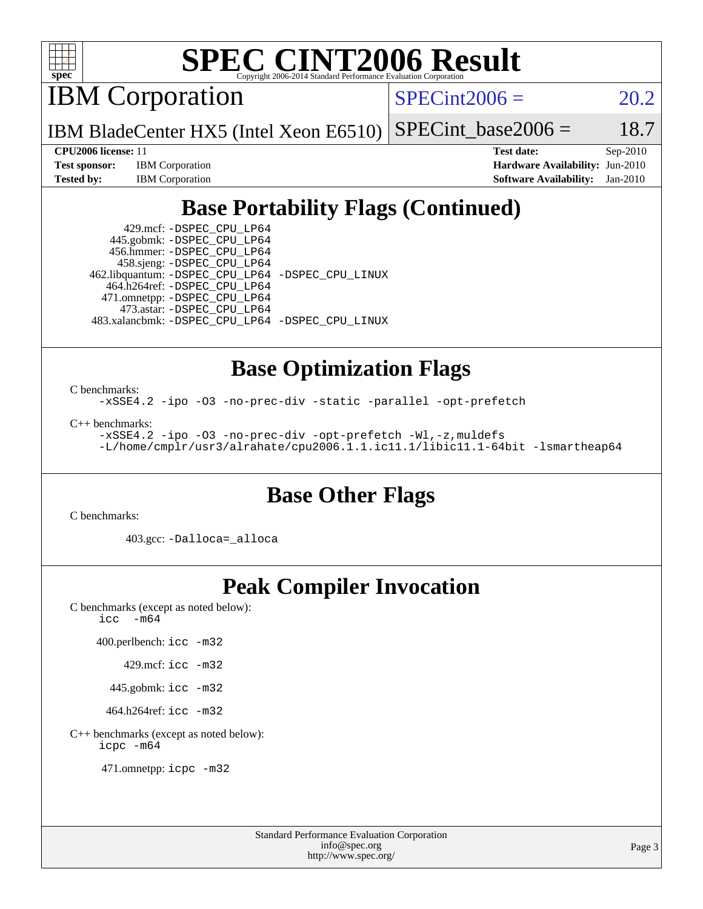# SPEC CINT2006 Result

Copyright 2006-2014 Standard Performance Evaluation Corporation

## IBM Corporation

IBM BladeCenter HX5 (Intel Xeon E6510)

SPECint2006 = 20.2

SPECint_base2006 = 18.7

**CPU2006 license:** 11

**Test sponsor:** IBM Corporation

**Tested by:** IBM Corporation

**Test date:** Sep-2010

**Hardware Availability:** Jun-2010

**Software Availability:** Jan-2010

## Base Portability Flags (Continued)

429.mcf: `-DSPEC_CPU_LP64`
445.gobmk: `-DSPEC_CPU_LP64`
456.hmmer: `-DSPEC_CPU_LP64`
458.sjeng: `-DSPEC_CPU_LP64`
462.libquantum: `-DSPEC_CPU_LP64 -DSPEC_CPU_LINUX`
464.h264ref: `-DSPEC_CPU_LP64`
471.omnetpp: `-DSPEC_CPU_LP64`
473.astar: `-DSPEC_CPU_LP64`
483.xalancbmk: `-DSPEC_CPU_LP64 -DSPEC_CPU_LINUX`

## Base Optimization Flags

C benchmarks:

```
-xSSE4.2 -ipo -O3 -no-prec-div -static -parallel -opt-prefetch
```

C++ benchmarks:

```
-xSSE4.2 -ipo -O3 -no-prec-div -opt-prefetch -Wl,-z,muldefs
-L/home/cmplr/usr3/alrahate/cpu2006.1.1.ic11.1/libic11.1-64bit -lsmartheap64
```

## Base Other Flags

C benchmarks:

403.gcc: `-Dalloca=_alloca`

## Peak Compiler Invocation

C benchmarks (except as noted below):

```
icc  -m64
```

400.perlbench: `icc -m32`

429.mcf: `icc -m32`

445.gobmk: `icc -m32`

464.h264ref: `icc -m32`

C++ benchmarks (except as noted below):

```
icpc -m64
```

471.omnetpp: `icpc -m32`

Standard Performance Evaluation Corporation
info@spec.org
http://www.spec.org/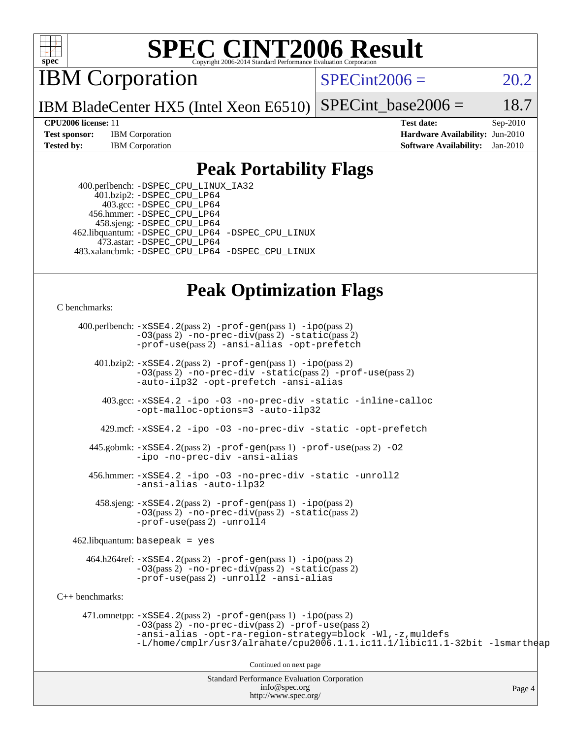# SPEC CINT2006 Result

Copyright 2006-2014 Standard Performance Evaluation Corporation

## IBM Corporation

IBM BladeCenter HX5 (Intel Xeon E6510)

SPECint2006 = 20.2

SPECint_base2006 = 18.7

**CPU2006 license:** 11
**Test sponsor:** IBM Corporation
**Tested by:** IBM Corporation

**Test date:** Sep-2010
**Hardware Availability:** Jun-2010
**Software Availability:** Jan-2010

## Peak Portability Flags

400.perlbench: -DSPEC_CPU_LINUX_IA32
401.bzip2: -DSPEC_CPU_LP64
403.gcc: -DSPEC_CPU_LP64
456.hmmer: -DSPEC_CPU_LP64
458.sjeng: -DSPEC_CPU_LP64
462.libquantum: -DSPEC_CPU_LP64 -DSPEC_CPU_LINUX
473.astar: -DSPEC_CPU_LP64
483.xalancbmk: -DSPEC_CPU_LP64 -DSPEC_CPU_LINUX

## Peak Optimization Flags

C benchmarks:

400.perlbench: -xSSE4.2(pass 2) -prof-gen(pass 1) -ipo(pass 2) -O3(pass 2) -no-prec-div(pass 2) -static(pass 2) -prof-use(pass 2) -ansi-alias -opt-prefetch

401.bzip2: -xSSE4.2(pass 2) -prof-gen(pass 1) -ipo(pass 2) -O3(pass 2) -no-prec-div -static(pass 2) -prof-use(pass 2) -auto-ilp32 -opt-prefetch -ansi-alias

403.gcc: -xSSE4.2 -ipo -O3 -no-prec-div -static -inline-calloc -opt-malloc-options=3 -auto-ilp32

429.mcf: -xSSE4.2 -ipo -O3 -no-prec-div -static -opt-prefetch

445.gobmk: -xSSE4.2(pass 2) -prof-gen(pass 1) -prof-use(pass 2) -O2 -ipo -no-prec-div -ansi-alias

456.hmmer: -xSSE4.2 -ipo -O3 -no-prec-div -static -unroll2 -ansi-alias -auto-ilp32

458.sjeng: -xSSE4.2(pass 2) -prof-gen(pass 1) -ipo(pass 2) -O3(pass 2) -no-prec-div(pass 2) -static(pass 2) -prof-use(pass 2) -unroll4

462.libquantum: basepeak = yes

464.h264ref: -xSSE4.2(pass 2) -prof-gen(pass 1) -ipo(pass 2) -O3(pass 2) -no-prec-div(pass 2) -static(pass 2) -prof-use(pass 2) -unroll2 -ansi-alias

C++ benchmarks:

471.omnetpp: -xSSE4.2(pass 2) -prof-gen(pass 1) -ipo(pass 2) -O3(pass 2) -no-prec-div(pass 2) -prof-use(pass 2) -ansi-alias -opt-ra-region-strategy=block -Wl,-z,muldefs -L/home/cmplr/usr3/alrahate/cpu2006.1.1.ic11.1/libic11.1-32bit -lsmartheap

Continued on next page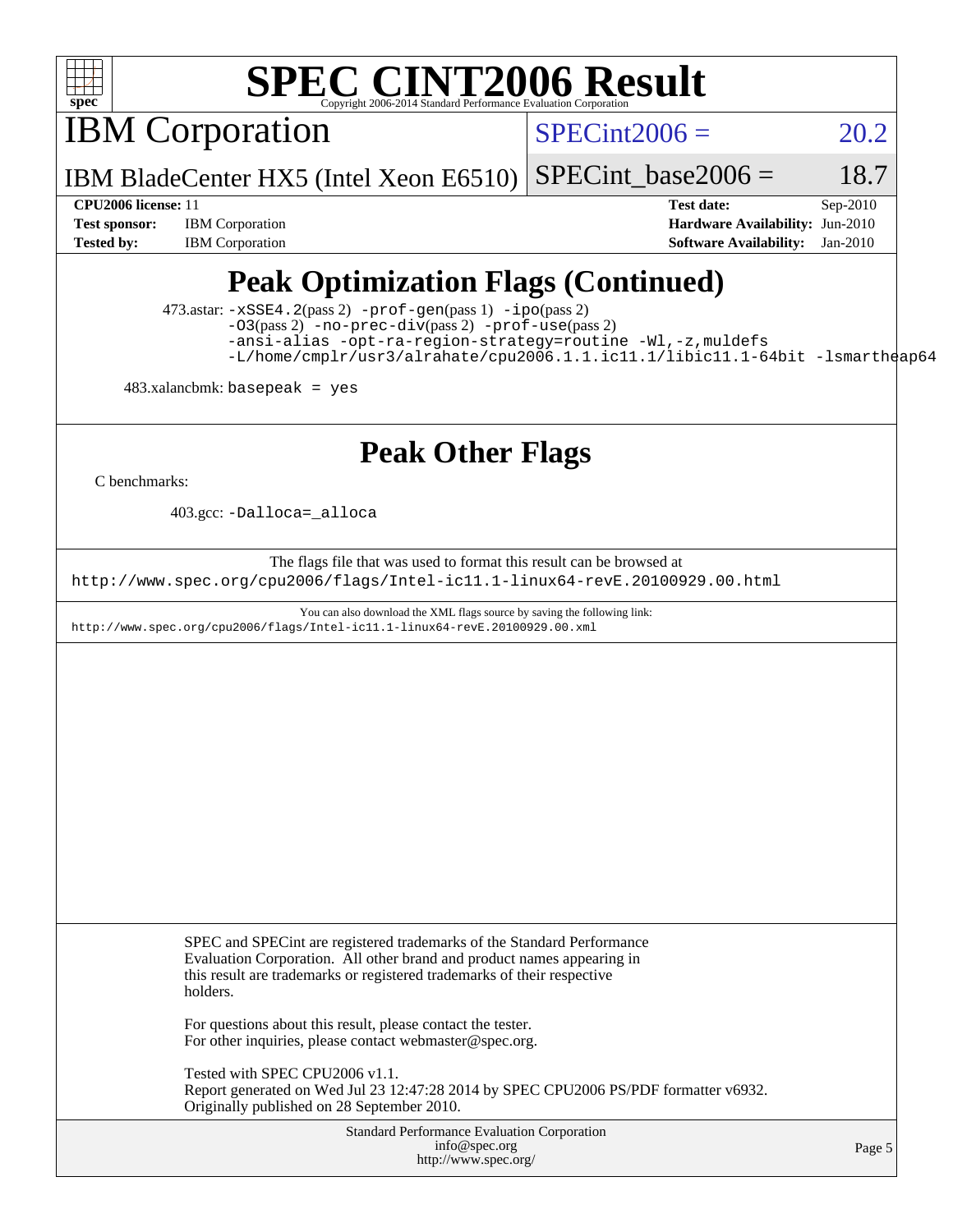# SPEC CINT2006 Result

Copyright 2006-2014 Standard Performance Evaluation Corporation

## IBM Corporation

IBM BladeCenter HX5 (Intel Xeon E6510)

SPECint2006 = 20.2

SPECint_base2006 = 18.7

| | | | |
|---|---|---|---|
| **CPU2006 license:** 11 | | **Test date:** | Sep-2010 |
| **Test sponsor:** | IBM Corporation | **Hardware Availability:** | Jun-2010 |
| **Tested by:** | IBM Corporation | **Software Availability:** | Jan-2010 |

## Peak Optimization Flags (Continued)

473.astar: `-xSSE4.2`(pass 2) `-prof-gen`(pass 1) `-ipo`(pass 2) `-O3`(pass 2) `-no-prec-div`(pass 2) `-prof-use`(pass 2) `-ansi-alias -opt-ra-region-strategy=routine -Wl,-z,muldefs -L/home/cmplr/usr3/alrahate/cpu2006.1.1.ic11.1/libic11.1-64bit -lsmartheap64`

483.xalancbmk: `basepeak = yes`

## Peak Other Flags

C benchmarks:

403.gcc: `-Dalloca=_alloca`

The flags file that was used to format this result can be browsed at
http://www.spec.org/cpu2006/flags/Intel-ic11.1-linux64-revE.20100929.00.html

You can also download the XML flags source by saving the following link:
http://www.spec.org/cpu2006/flags/Intel-ic11.1-linux64-revE.20100929.00.xml

SPEC and SPECint are registered trademarks of the Standard Performance Evaluation Corporation. All other brand and product names appearing in this result are trademarks or registered trademarks of their respective holders.

For questions about this result, please contact the tester.
For other inquiries, please contact webmaster@spec.org.

Tested with SPEC CPU2006 v1.1.
Report generated on Wed Jul 23 12:47:28 2014 by SPEC CPU2006 PS/PDF formatter v6932.
Originally published on 28 September 2010.

Standard Performance Evaluation Corporation
info@spec.org
http://www.spec.org/